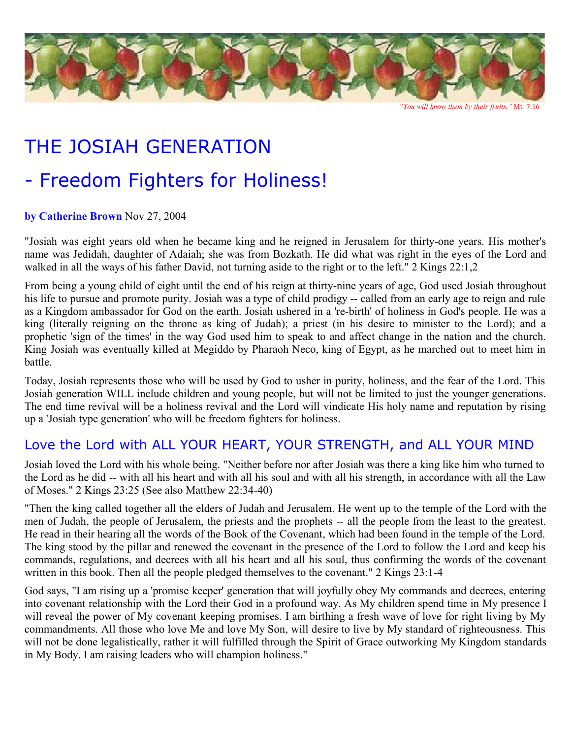*"You will know them by their fruits."* Mt. 7:16

# THE JOSIAH GENERATION

# - Freedom Fighters for Holiness!

**by Catherine Brown** Nov 27, 2004

"Josiah was eight years old when he became king and he reigned in Jerusalem for thirty-one years. His mother's name was Jedidah, daughter of Adaiah; she was from Bozkath. He did what was right in the eyes of the Lord and walked in all the ways of his father David, not turning aside to the right or to the left." 2 Kings 22:1,2

From being a young child of eight until the end of his reign at thirty-nine years of age, God used Josiah throughout his life to pursue and promote purity. Josiah was a type of child prodigy -- called from an early age to reign and rule as a Kingdom ambassador for God on the earth. Josiah ushered in a 're-birth' of holiness in God's people. He was a king (literally reigning on the throne as king of Judah); a priest (in his desire to minister to the Lord); and a prophetic 'sign of the times' in the way God used him to speak to and affect change in the nation and the church. King Josiah was eventually killed at Megiddo by Pharaoh Neco, king of Egypt, as he marched out to meet him in battle.

Today, Josiah represents those who will be used by God to usher in purity, holiness, and the fear of the Lord. This Josiah generation WILL include children and young people, but will not be limited to just the younger generations. The end time revival will be a holiness revival and the Lord will vindicate His holy name and reputation by rising up a 'Josiah type generation' who will be freedom fighters for holiness.

## Love the Lord with ALL YOUR HEART, YOUR STRENGTH, and ALL YOUR MIND

Josiah loved the Lord with his whole being. "Neither before nor after Josiah was there a king like him who turned to the Lord as he did -- with all his heart and with all his soul and with all his strength, in accordance with all the Law of Moses." 2 Kings 23:25 (See also Matthew 22:34-40)

"Then the king called together all the elders of Judah and Jerusalem. He went up to the temple of the Lord with the men of Judah, the people of Jerusalem, the priests and the prophets -- all the people from the least to the greatest. He read in their hearing all the words of the Book of the Covenant, which had been found in the temple of the Lord. The king stood by the pillar and renewed the covenant in the presence of the Lord to follow the Lord and keep his commands, regulations, and decrees with all his heart and all his soul, thus confirming the words of the covenant written in this book. Then all the people pledged themselves to the covenant." 2 Kings 23:1-4

God says, "I am rising up a 'promise keeper' generation that will joyfully obey My commands and decrees, entering into covenant relationship with the Lord their God in a profound way. As My children spend time in My presence I will reveal the power of My covenant keeping promises. I am birthing a fresh wave of love for right living by My commandments. All those who love Me and love My Son, will desire to live by My standard of righteousness. This will not be done legalistically, rather it will fulfilled through the Spirit of Grace outworking My Kingdom standards in My Body. I am raising leaders who will champion holiness."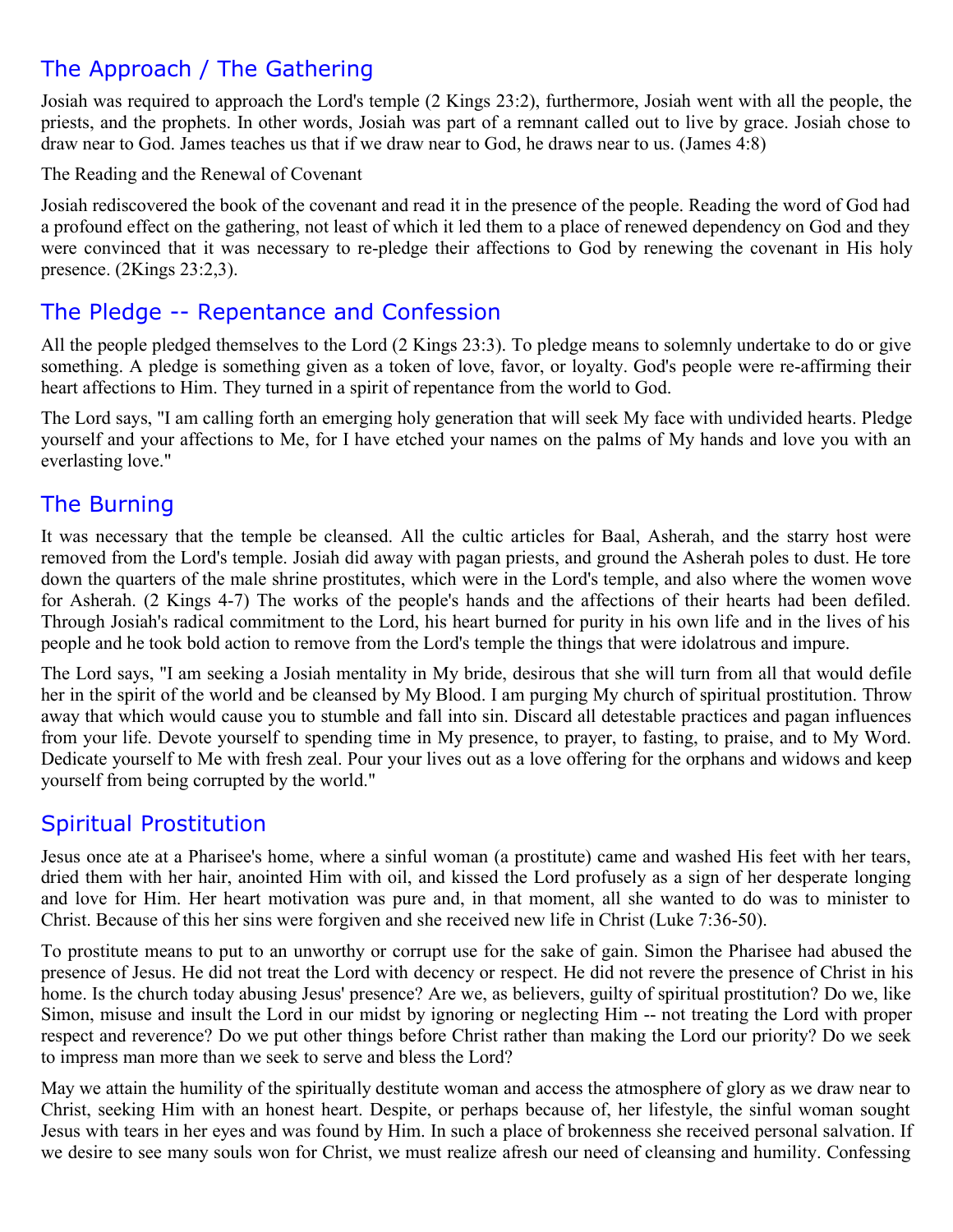## The Approach / The Gathering

Josiah was required to approach the Lord's temple (2 Kings 23:2), furthermore, Josiah went with all the people, the priests, and the prophets. In other words, Josiah was part of a remnant called out to live by grace. Josiah chose to draw near to God. James teaches us that if we draw near to God, he draws near to us. (James 4:8)

The Reading and the Renewal of Covenant

Josiah rediscovered the book of the covenant and read it in the presence of the people. Reading the word of God had a profound effect on the gathering, not least of which it led them to a place of renewed dependency on God and they were convinced that it was necessary to re-pledge their affections to God by renewing the covenant in His holy presence. (2Kings 23:2,3).

## The Pledge -- Repentance and Confession

All the people pledged themselves to the Lord (2 Kings 23:3). To pledge means to solemnly undertake to do or give something. A pledge is something given as a token of love, favor, or loyalty. God's people were re-affirming their heart affections to Him. They turned in a spirit of repentance from the world to God.

The Lord says, "I am calling forth an emerging holy generation that will seek My face with undivided hearts. Pledge yourself and your affections to Me, for I have etched your names on the palms of My hands and love you with an everlasting love."

## The Burning

It was necessary that the temple be cleansed. All the cultic articles for Baal, Asherah, and the starry host were removed from the Lord's temple. Josiah did away with pagan priests, and ground the Asherah poles to dust. He tore down the quarters of the male shrine prostitutes, which were in the Lord's temple, and also where the women wove for Asherah. (2 Kings 4-7) The works of the people's hands and the affections of their hearts had been defiled. Through Josiah's radical commitment to the Lord, his heart burned for purity in his own life and in the lives of his people and he took bold action to remove from the Lord's temple the things that were idolatrous and impure.

The Lord says, "I am seeking a Josiah mentality in My bride, desirous that she will turn from all that would defile her in the spirit of the world and be cleansed by My Blood. I am purging My church of spiritual prostitution. Throw away that which would cause you to stumble and fall into sin. Discard all detestable practices and pagan influences from your life. Devote yourself to spending time in My presence, to prayer, to fasting, to praise, and to My Word. Dedicate yourself to Me with fresh zeal. Pour your lives out as a love offering for the orphans and widows and keep yourself from being corrupted by the world."

## Spiritual Prostitution

Jesus once ate at a Pharisee's home, where a sinful woman (a prostitute) came and washed His feet with her tears, dried them with her hair, anointed Him with oil, and kissed the Lord profusely as a sign of her desperate longing and love for Him. Her heart motivation was pure and, in that moment, all she wanted to do was to minister to Christ. Because of this her sins were forgiven and she received new life in Christ (Luke 7:36-50).

To prostitute means to put to an unworthy or corrupt use for the sake of gain. Simon the Pharisee had abused the presence of Jesus. He did not treat the Lord with decency or respect. He did not revere the presence of Christ in his home. Is the church today abusing Jesus' presence? Are we, as believers, guilty of spiritual prostitution? Do we, like Simon, misuse and insult the Lord in our midst by ignoring or neglecting Him -- not treating the Lord with proper respect and reverence? Do we put other things before Christ rather than making the Lord our priority? Do we seek to impress man more than we seek to serve and bless the Lord?

May we attain the humility of the spiritually destitute woman and access the atmosphere of glory as we draw near to Christ, seeking Him with an honest heart. Despite, or perhaps because of, her lifestyle, the sinful woman sought Jesus with tears in her eyes and was found by Him. In such a place of brokenness she received personal salvation. If we desire to see many souls won for Christ, we must realize afresh our need of cleansing and humility. Confessing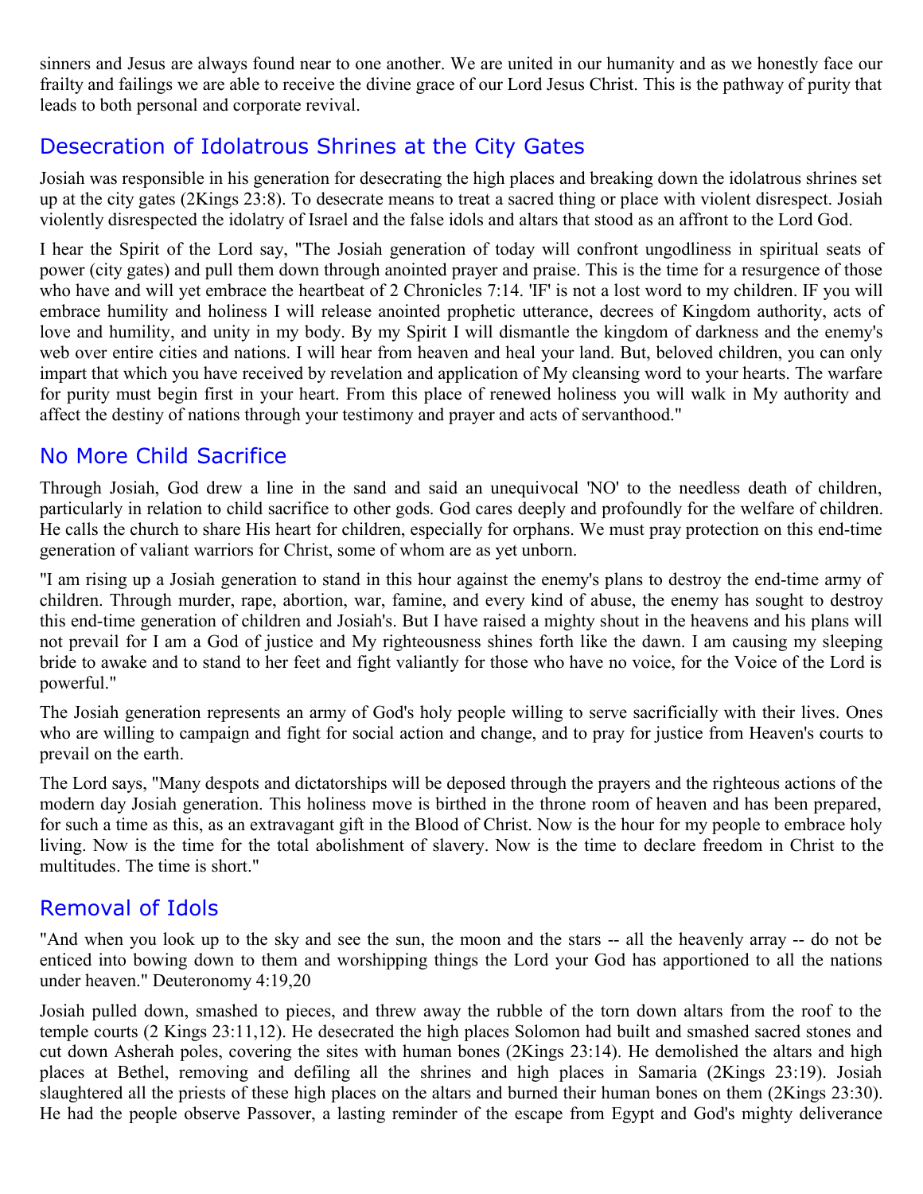sinners and Jesus are always found near to one another. We are united in our humanity and as we honestly face our frailty and failings we are able to receive the divine grace of our Lord Jesus Christ. This is the pathway of purity that leads to both personal and corporate revival.

## Desecration of Idolatrous Shrines at the City Gates

Josiah was responsible in his generation for desecrating the high places and breaking down the idolatrous shrines set up at the city gates (2Kings 23:8). To desecrate means to treat a sacred thing or place with violent disrespect. Josiah violently disrespected the idolatry of Israel and the false idols and altars that stood as an affront to the Lord God.

I hear the Spirit of the Lord say, "The Josiah generation of today will confront ungodliness in spiritual seats of power (city gates) and pull them down through anointed prayer and praise. This is the time for a resurgence of those who have and will yet embrace the heartbeat of 2 Chronicles 7:14. 'IF' is not a lost word to my children. IF you will embrace humility and holiness I will release anointed prophetic utterance, decrees of Kingdom authority, acts of love and humility, and unity in my body. By my Spirit I will dismantle the kingdom of darkness and the enemy's web over entire cities and nations. I will hear from heaven and heal your land. But, beloved children, you can only impart that which you have received by revelation and application of My cleansing word to your hearts. The warfare for purity must begin first in your heart. From this place of renewed holiness you will walk in My authority and affect the destiny of nations through your testimony and prayer and acts of servanthood."

## No More Child Sacrifice

Through Josiah, God drew a line in the sand and said an unequivocal 'NO' to the needless death of children, particularly in relation to child sacrifice to other gods. God cares deeply and profoundly for the welfare of children. He calls the church to share His heart for children, especially for orphans. We must pray protection on this end-time generation of valiant warriors for Christ, some of whom are as yet unborn.

"I am rising up a Josiah generation to stand in this hour against the enemy's plans to destroy the end-time army of children. Through murder, rape, abortion, war, famine, and every kind of abuse, the enemy has sought to destroy this end-time generation of children and Josiah's. But I have raised a mighty shout in the heavens and his plans will not prevail for I am a God of justice and My righteousness shines forth like the dawn. I am causing my sleeping bride to awake and to stand to her feet and fight valiantly for those who have no voice, for the Voice of the Lord is powerful."

The Josiah generation represents an army of God's holy people willing to serve sacrificially with their lives. Ones who are willing to campaign and fight for social action and change, and to pray for justice from Heaven's courts to prevail on the earth.

The Lord says, "Many despots and dictatorships will be deposed through the prayers and the righteous actions of the modern day Josiah generation. This holiness move is birthed in the throne room of heaven and has been prepared, for such a time as this, as an extravagant gift in the Blood of Christ. Now is the hour for my people to embrace holy living. Now is the time for the total abolishment of slavery. Now is the time to declare freedom in Christ to the multitudes. The time is short."

## Removal of Idols

"And when you look up to the sky and see the sun, the moon and the stars -- all the heavenly array -- do not be enticed into bowing down to them and worshipping things the Lord your God has apportioned to all the nations under heaven." Deuteronomy 4:19,20

Josiah pulled down, smashed to pieces, and threw away the rubble of the torn down altars from the roof to the temple courts (2 Kings 23:11,12). He desecrated the high places Solomon had built and smashed sacred stones and cut down Asherah poles, covering the sites with human bones (2Kings 23:14). He demolished the altars and high places at Bethel, removing and defiling all the shrines and high places in Samaria (2Kings 23:19). Josiah slaughtered all the priests of these high places on the altars and burned their human bones on them (2Kings 23:30). He had the people observe Passover, a lasting reminder of the escape from Egypt and God's mighty deliverance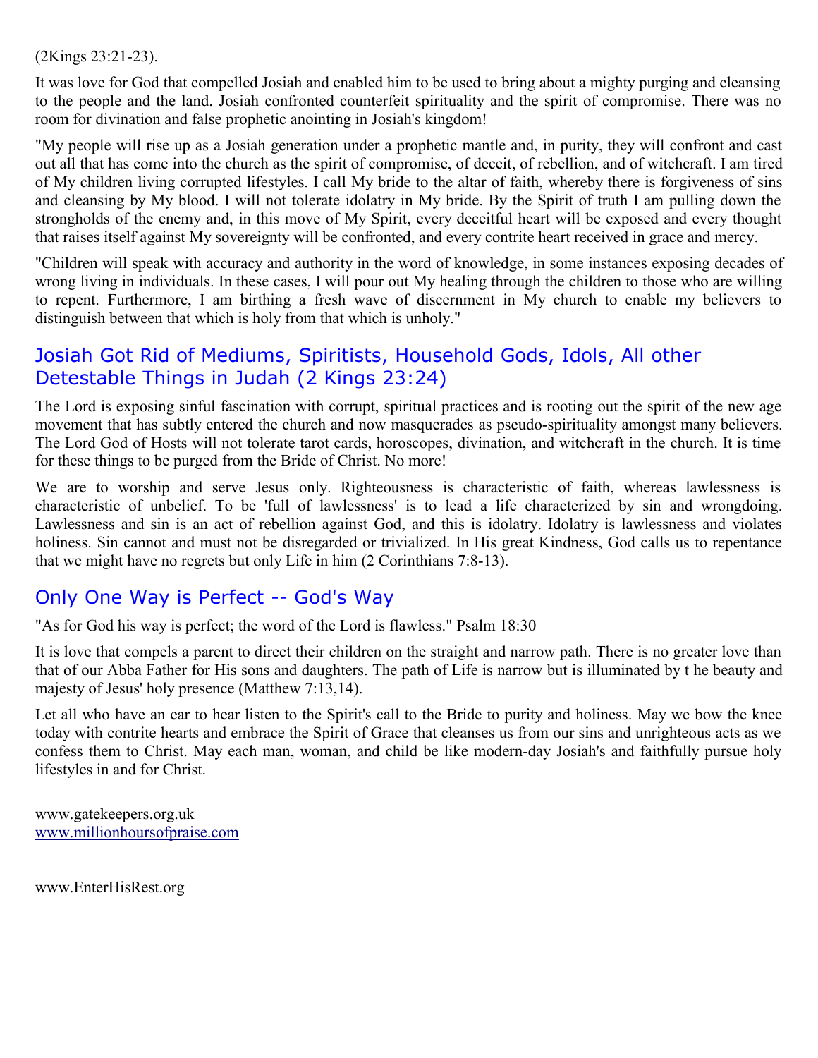(2Kings 23:21-23).

It was love for God that compelled Josiah and enabled him to be used to bring about a mighty purging and cleansing to the people and the land. Josiah confronted counterfeit spirituality and the spirit of compromise. There was no room for divination and false prophetic anointing in Josiah's kingdom!

"My people will rise up as a Josiah generation under a prophetic mantle and, in purity, they will confront and cast out all that has come into the church as the spirit of compromise, of deceit, of rebellion, and of witchcraft. I am tired of My children living corrupted lifestyles. I call My bride to the altar of faith, whereby there is forgiveness of sins and cleansing by My blood. I will not tolerate idolatry in My bride. By the Spirit of truth I am pulling down the strongholds of the enemy and, in this move of My Spirit, every deceitful heart will be exposed and every thought that raises itself against My sovereignty will be confronted, and every contrite heart received in grace and mercy.

"Children will speak with accuracy and authority in the word of knowledge, in some instances exposing decades of wrong living in individuals. In these cases, I will pour out My healing through the children to those who are willing to repent. Furthermore, I am birthing a fresh wave of discernment in My church to enable my believers to distinguish between that which is holy from that which is unholy."

## Josiah Got Rid of Mediums, Spiritists, Household Gods, Idols, All other Detestable Things in Judah (2 Kings 23:24)

The Lord is exposing sinful fascination with corrupt, spiritual practices and is rooting out the spirit of the new age movement that has subtly entered the church and now masquerades as pseudo-spirituality amongst many believers. The Lord God of Hosts will not tolerate tarot cards, horoscopes, divination, and witchcraft in the church. It is time for these things to be purged from the Bride of Christ. No more!

We are to worship and serve Jesus only. Righteousness is characteristic of faith, whereas lawlessness is characteristic of unbelief. To be 'full of lawlessness' is to lead a life characterized by sin and wrongdoing. Lawlessness and sin is an act of rebellion against God, and this is idolatry. Idolatry is lawlessness and violates holiness. Sin cannot and must not be disregarded or trivialized. In His great Kindness, God calls us to repentance that we might have no regrets but only Life in him (2 Corinthians 7:8-13).

## Only One Way is Perfect -- God's Way

"As for God his way is perfect; the word of the Lord is flawless." Psalm 18:30

It is love that compels a parent to direct their children on the straight and narrow path. There is no greater love than that of our Abba Father for His sons and daughters. The path of Life is narrow but is illuminated by t he beauty and majesty of Jesus' holy presence (Matthew 7:13,14).

Let all who have an ear to hear listen to the Spirit's call to the Bride to purity and holiness. May we bow the knee today with contrite hearts and embrace the Spirit of Grace that cleanses us from our sins and unrighteous acts as we confess them to Christ. May each man, woman, and child be like modern-day Josiah's and faithfully pursue holy lifestyles in and for Christ.

www.gatekeepers.org.uk
www.millionhoursofpraise.com

www.EnterHisRest.org